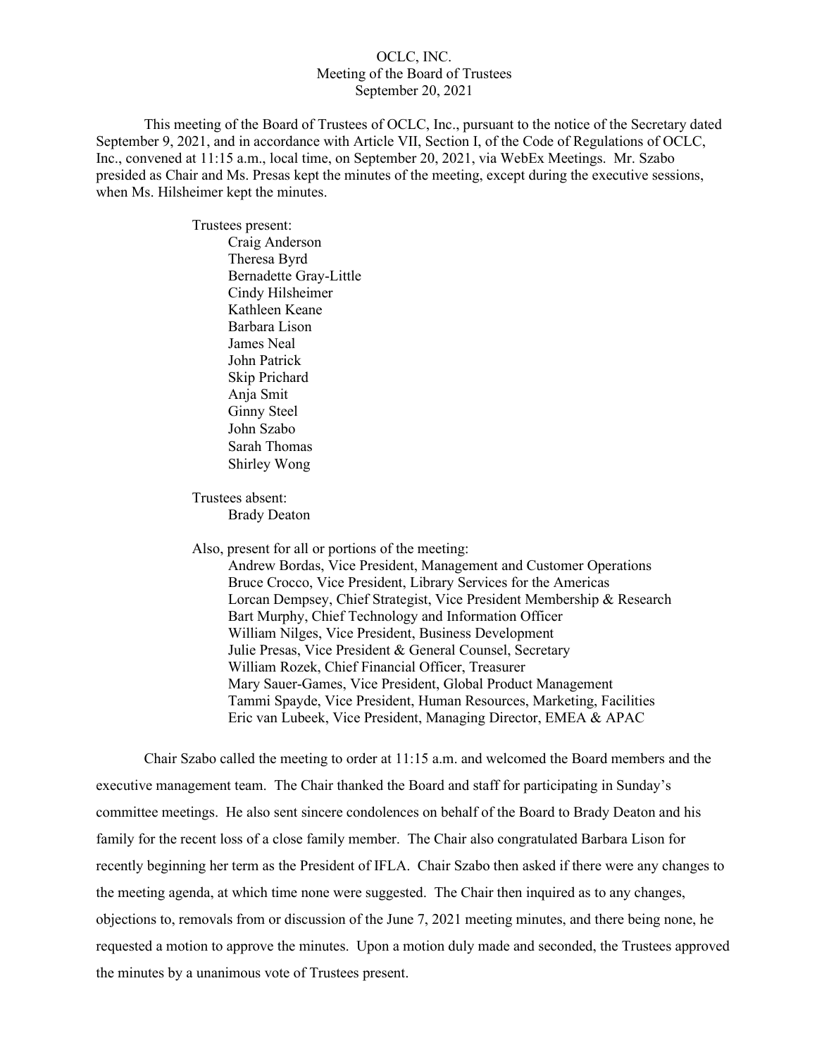# OCLC, INC.
## Meeting of the Board of Trustees
### September 20, 2021

This meeting of the Board of Trustees of OCLC, Inc., pursuant to the notice of the Secretary dated September 9, 2021, and in accordance with Article VII, Section I, of the Code of Regulations of OCLC, Inc., convened at 11:15 a.m., local time, on September 20, 2021, via WebEx Meetings. Mr. Szabo presided as Chair and Ms. Presas kept the minutes of the meeting, except during the executive sessions, when Ms. Hilsheimer kept the minutes.

Trustees present:

- Craig Anderson
- Theresa Byrd
- Bernadette Gray-Little
- Cindy Hilsheimer
- Kathleen Keane
- Barbara Lison
- James Neal
- John Patrick
- Skip Prichard
- Anja Smit
- Ginny Steel
- John Szabo
- Sarah Thomas
- Shirley Wong

Trustees absent:

- Brady Deaton

Also, present for all or portions of the meeting:

- Andrew Bordas, Vice President, Management and Customer Operations
- Bruce Crocco, Vice President, Library Services for the Americas
- Lorcan Dempsey, Chief Strategist, Vice President Membership & Research
- Bart Murphy, Chief Technology and Information Officer
- William Nilges, Vice President, Business Development
- Julie Presas, Vice President & General Counsel, Secretary
- William Rozek, Chief Financial Officer, Treasurer
- Mary Sauer-Games, Vice President, Global Product Management
- Tammi Spayde, Vice President, Human Resources, Marketing, Facilities
- Eric van Lubeek, Vice President, Managing Director, EMEA & APAC

Chair Szabo called the meeting to order at 11:15 a.m. and welcomed the Board members and the executive management team. The Chair thanked the Board and staff for participating in Sunday's committee meetings. He also sent sincere condolences on behalf of the Board to Brady Deaton and his family for the recent loss of a close family member. The Chair also congratulated Barbara Lison for recently beginning her term as the President of IFLA. Chair Szabo then asked if there were any changes to the meeting agenda, at which time none were suggested. The Chair then inquired as to any changes, objections to, removals from or discussion of the June 7, 2021 meeting minutes, and there being none, he requested a motion to approve the minutes. Upon a motion duly made and seconded, the Trustees approved the minutes by a unanimous vote of Trustees present.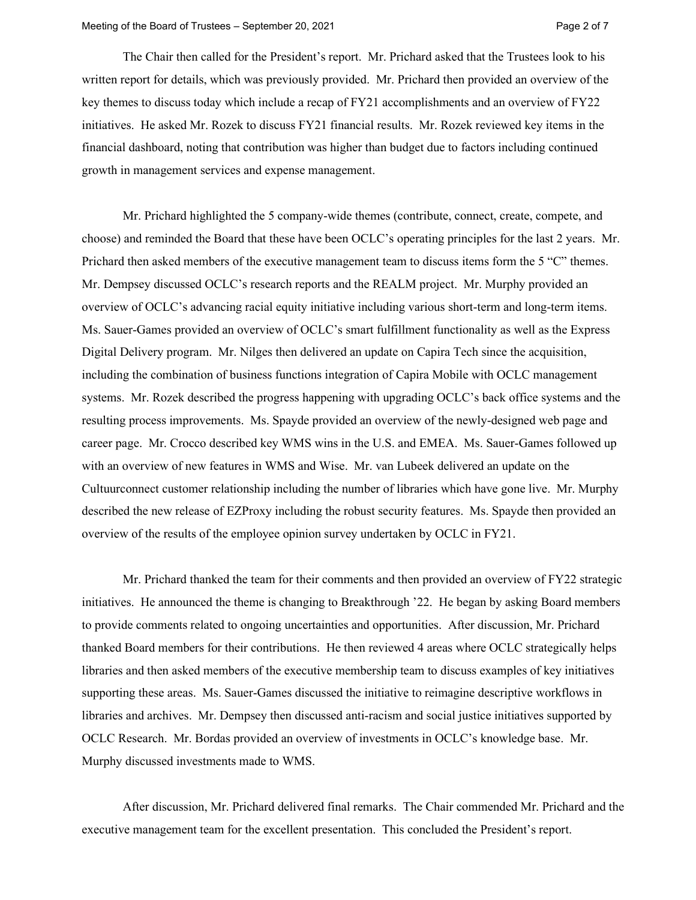The Chair then called for the President's report. Mr. Prichard asked that the Trustees look to his written report for details, which was previously provided. Mr. Prichard then provided an overview of the key themes to discuss today which include a recap of FY21 accomplishments and an overview of FY22 initiatives. He asked Mr. Rozek to discuss FY21 financial results. Mr. Rozek reviewed key items in the financial dashboard, noting that contribution was higher than budget due to factors including continued growth in management services and expense management.

Mr. Prichard highlighted the 5 company-wide themes (contribute, connect, create, compete, and choose) and reminded the Board that these have been OCLC's operating principles for the last 2 years. Mr. Prichard then asked members of the executive management team to discuss items form the 5 "C" themes. Mr. Dempsey discussed OCLC's research reports and the REALM project. Mr. Murphy provided an overview of OCLC's advancing racial equity initiative including various short-term and long-term items. Ms. Sauer-Games provided an overview of OCLC's smart fulfillment functionality as well as the Express Digital Delivery program. Mr. Nilges then delivered an update on Capira Tech since the acquisition, including the combination of business functions integration of Capira Mobile with OCLC management systems. Mr. Rozek described the progress happening with upgrading OCLC's back office systems and the resulting process improvements. Ms. Spayde provided an overview of the newly-designed web page and career page. Mr. Crocco described key WMS wins in the U.S. and EMEA. Ms. Sauer-Games followed up with an overview of new features in WMS and Wise. Mr. van Lubeek delivered an update on the Cultuurconnect customer relationship including the number of libraries which have gone live. Mr. Murphy described the new release of EZProxy including the robust security features. Ms. Spayde then provided an overview of the results of the employee opinion survey undertaken by OCLC in FY21.

Mr. Prichard thanked the team for their comments and then provided an overview of FY22 strategic initiatives. He announced the theme is changing to Breakthrough '22. He began by asking Board members to provide comments related to ongoing uncertainties and opportunities. After discussion, Mr. Prichard thanked Board members for their contributions. He then reviewed 4 areas where OCLC strategically helps libraries and then asked members of the executive membership team to discuss examples of key initiatives supporting these areas. Ms. Sauer-Games discussed the initiative to reimagine descriptive workflows in libraries and archives. Mr. Dempsey then discussed anti-racism and social justice initiatives supported by OCLC Research. Mr. Bordas provided an overview of investments in OCLC's knowledge base. Mr. Murphy discussed investments made to WMS.

After discussion, Mr. Prichard delivered final remarks. The Chair commended Mr. Prichard and the executive management team for the excellent presentation. This concluded the President's report.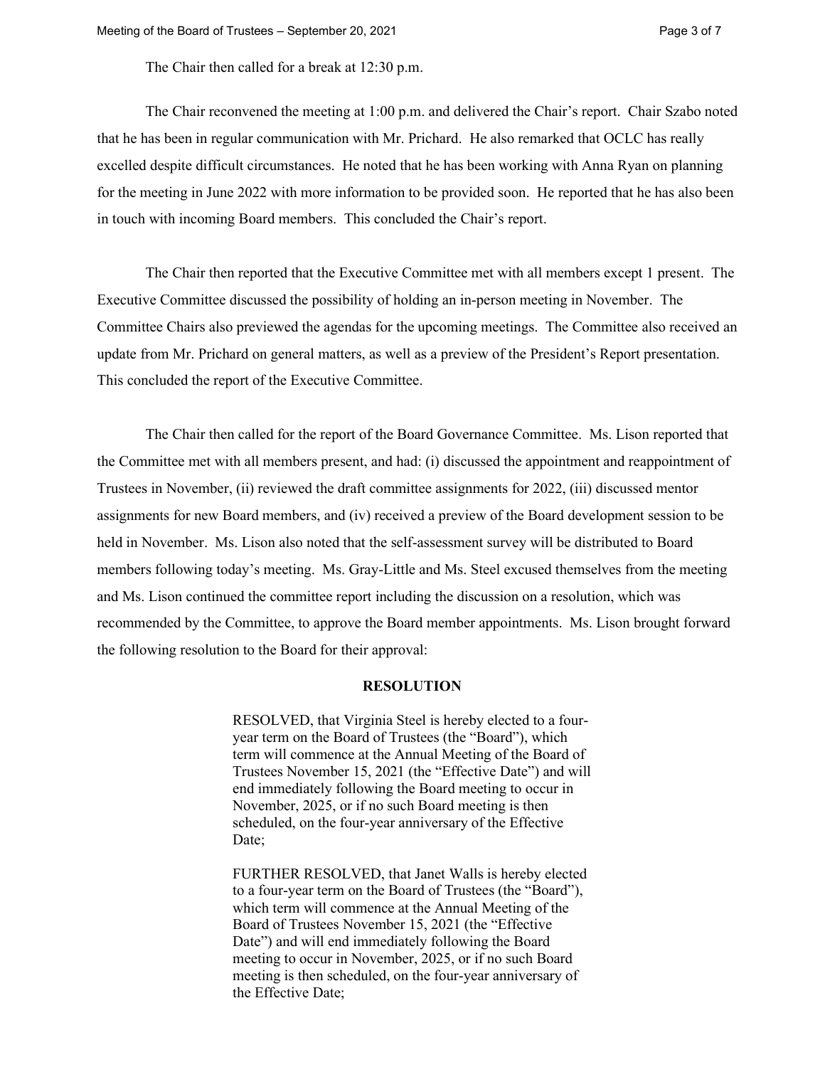The Chair then called for a break at 12:30 p.m.

The Chair reconvened the meeting at 1:00 p.m. and delivered the Chair's report. Chair Szabo noted that he has been in regular communication with Mr. Prichard. He also remarked that OCLC has really excelled despite difficult circumstances. He noted that he has been working with Anna Ryan on planning for the meeting in June 2022 with more information to be provided soon. He reported that he has also been in touch with incoming Board members. This concluded the Chair's report.

The Chair then reported that the Executive Committee met with all members except 1 present. The Executive Committee discussed the possibility of holding an in-person meeting in November. The Committee Chairs also previewed the agendas for the upcoming meetings. The Committee also received an update from Mr. Prichard on general matters, as well as a preview of the President's Report presentation. This concluded the report of the Executive Committee.

The Chair then called for the report of the Board Governance Committee. Ms. Lison reported that the Committee met with all members present, and had: (i) discussed the appointment and reappointment of Trustees in November, (ii) reviewed the draft committee assignments for 2022, (iii) discussed mentor assignments for new Board members, and (iv) received a preview of the Board development session to be held in November. Ms. Lison also noted that the self-assessment survey will be distributed to Board members following today's meeting. Ms. Gray-Little and Ms. Steel excused themselves from the meeting and Ms. Lison continued the committee report including the discussion on a resolution, which was recommended by the Committee, to approve the Board member appointments. Ms. Lison brought forward the following resolution to the Board for their approval:

**RESOLUTION**

> RESOLVED, that Virginia Steel is hereby elected to a four-year term on the Board of Trustees (the "Board"), which term will commence at the Annual Meeting of the Board of Trustees November 15, 2021 (the "Effective Date") and will end immediately following the Board meeting to occur in November, 2025, or if no such Board meeting is then scheduled, on the four-year anniversary of the Effective Date;
>
> FURTHER RESOLVED, that Janet Walls is hereby elected to a four-year term on the Board of Trustees (the "Board"), which term will commence at the Annual Meeting of the Board of Trustees November 15, 2021 (the "Effective Date") and will end immediately following the Board meeting to occur in November, 2025, or if no such Board meeting is then scheduled, on the four-year anniversary of the Effective Date;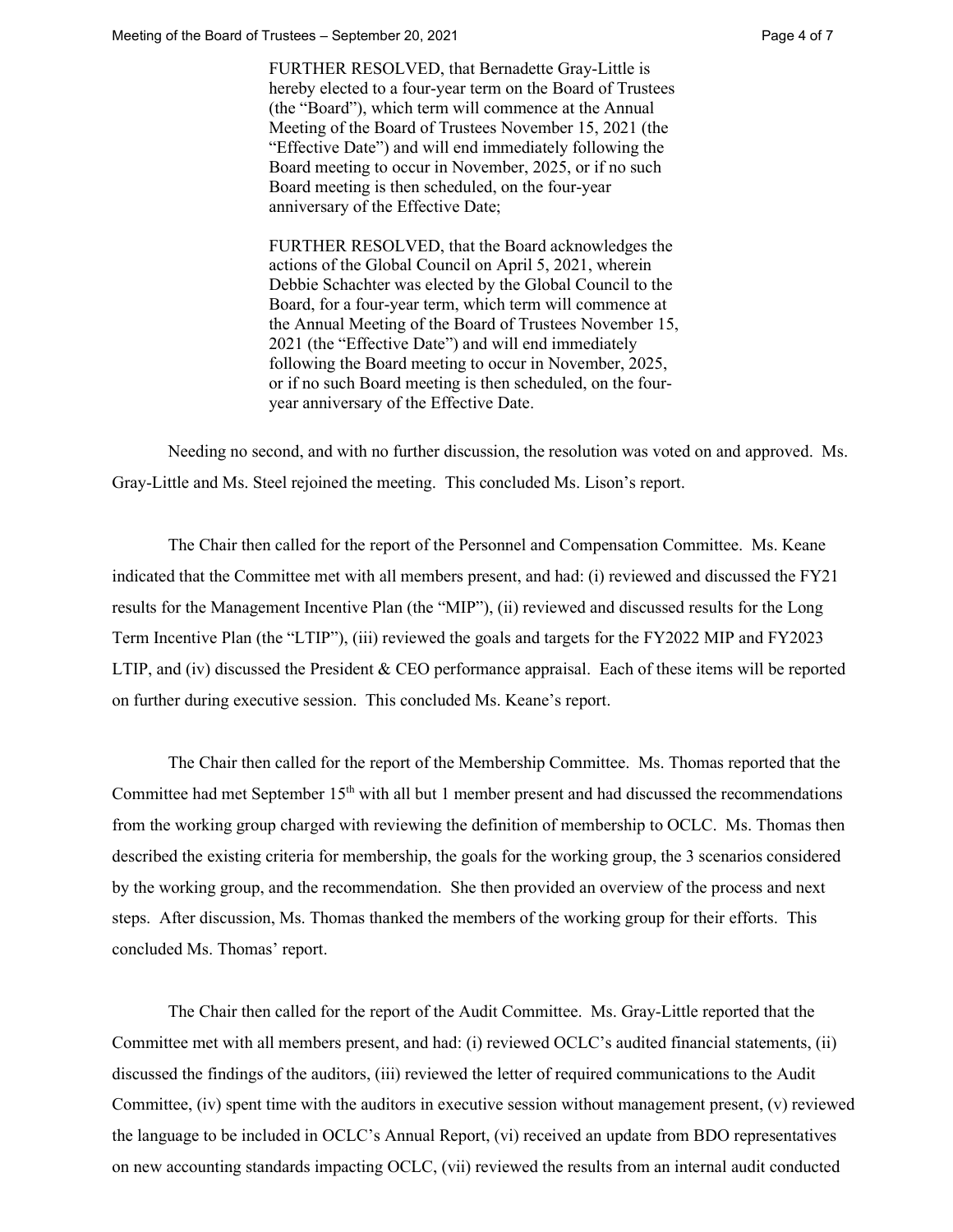FURTHER RESOLVED, that Bernadette Gray-Little is hereby elected to a four-year term on the Board of Trustees (the "Board"), which term will commence at the Annual Meeting of the Board of Trustees November 15, 2021 (the "Effective Date") and will end immediately following the Board meeting to occur in November, 2025, or if no such Board meeting is then scheduled, on the four-year anniversary of the Effective Date;

FURTHER RESOLVED, that the Board acknowledges the actions of the Global Council on April 5, 2021, wherein Debbie Schachter was elected by the Global Council to the Board, for a four-year term, which term will commence at the Annual Meeting of the Board of Trustees November 15, 2021 (the "Effective Date") and will end immediately following the Board meeting to occur in November, 2025, or if no such Board meeting is then scheduled, on the four-year anniversary of the Effective Date.

Needing no second, and with no further discussion, the resolution was voted on and approved. Ms. Gray-Little and Ms. Steel rejoined the meeting. This concluded Ms. Lison's report.

The Chair then called for the report of the Personnel and Compensation Committee. Ms. Keane indicated that the Committee met with all members present, and had: (i) reviewed and discussed the FY21 results for the Management Incentive Plan (the "MIP"), (ii) reviewed and discussed results for the Long Term Incentive Plan (the "LTIP"), (iii) reviewed the goals and targets for the FY2022 MIP and FY2023 LTIP, and (iv) discussed the President & CEO performance appraisal. Each of these items will be reported on further during executive session. This concluded Ms. Keane's report.

The Chair then called for the report of the Membership Committee. Ms. Thomas reported that the Committee had met September 15th with all but 1 member present and had discussed the recommendations from the working group charged with reviewing the definition of membership to OCLC. Ms. Thomas then described the existing criteria for membership, the goals for the working group, the 3 scenarios considered by the working group, and the recommendation. She then provided an overview of the process and next steps. After discussion, Ms. Thomas thanked the members of the working group for their efforts. This concluded Ms. Thomas' report.

The Chair then called for the report of the Audit Committee. Ms. Gray-Little reported that the Committee met with all members present, and had: (i) reviewed OCLC's audited financial statements, (ii) discussed the findings of the auditors, (iii) reviewed the letter of required communications to the Audit Committee, (iv) spent time with the auditors in executive session without management present, (v) reviewed the language to be included in OCLC's Annual Report, (vi) received an update from BDO representatives on new accounting standards impacting OCLC, (vii) reviewed the results from an internal audit conducted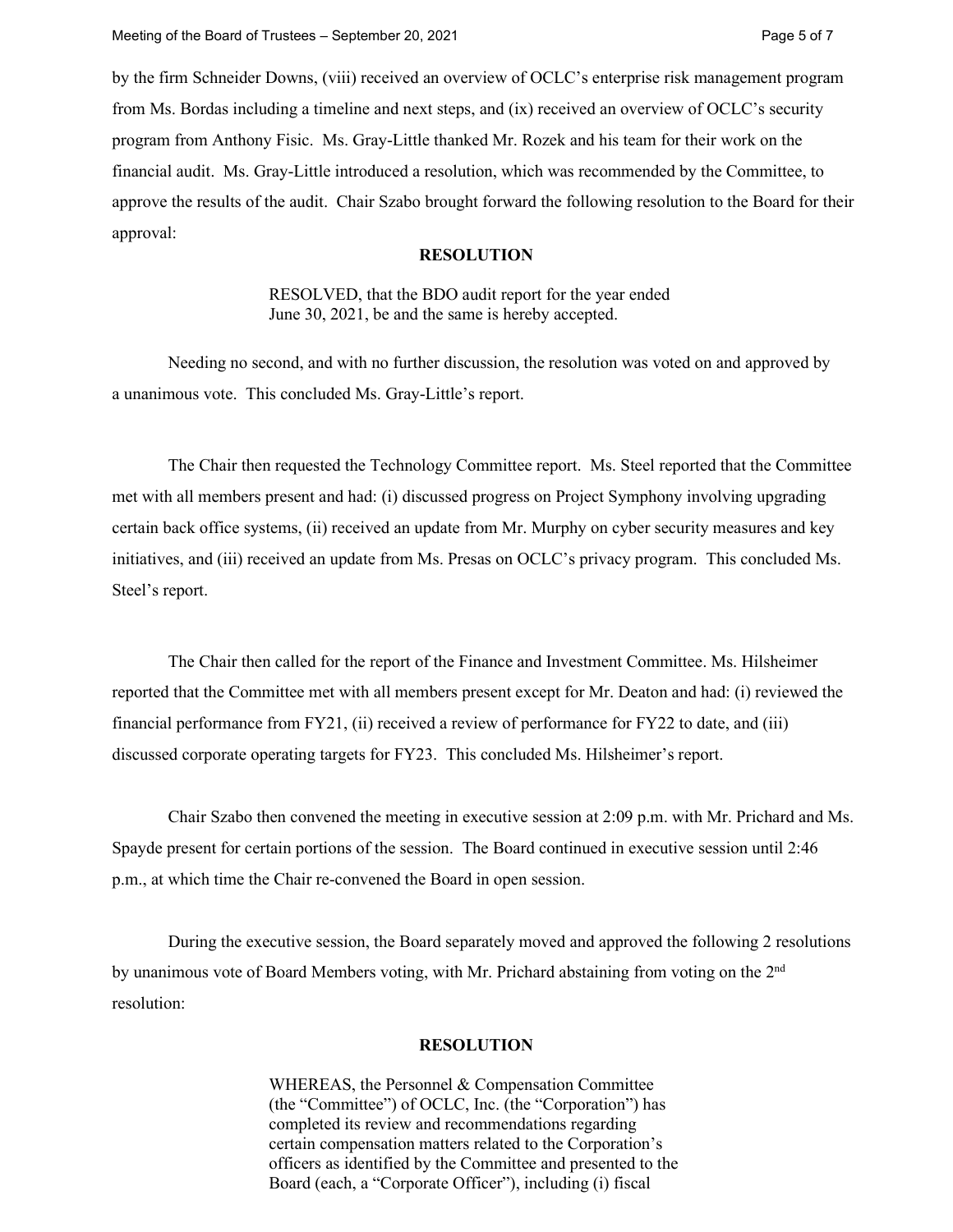by the firm Schneider Downs, (viii) received an overview of OCLC's enterprise risk management program from Ms. Bordas including a timeline and next steps, and (ix) received an overview of OCLC's security program from Anthony Fisic. Ms. Gray-Little thanked Mr. Rozek and his team for their work on the financial audit. Ms. Gray-Little introduced a resolution, which was recommended by the Committee, to approve the results of the audit. Chair Szabo brought forward the following resolution to the Board for their approval:

**RESOLUTION**

> RESOLVED, that the BDO audit report for the year ended June 30, 2021, be and the same is hereby accepted.

Needing no second, and with no further discussion, the resolution was voted on and approved by a unanimous vote. This concluded Ms. Gray-Little's report.

The Chair then requested the Technology Committee report. Ms. Steel reported that the Committee met with all members present and had: (i) discussed progress on Project Symphony involving upgrading certain back office systems, (ii) received an update from Mr. Murphy on cyber security measures and key initiatives, and (iii) received an update from Ms. Presas on OCLC's privacy program. This concluded Ms. Steel's report.

The Chair then called for the report of the Finance and Investment Committee. Ms. Hilsheimer reported that the Committee met with all members present except for Mr. Deaton and had: (i) reviewed the financial performance from FY21, (ii) received a review of performance for FY22 to date, and (iii) discussed corporate operating targets for FY23. This concluded Ms. Hilsheimer's report.

Chair Szabo then convened the meeting in executive session at 2:09 p.m. with Mr. Prichard and Ms. Spayde present for certain portions of the session. The Board continued in executive session until 2:46 p.m., at which time the Chair re-convened the Board in open session.

During the executive session, the Board separately moved and approved the following 2 resolutions by unanimous vote of Board Members voting, with Mr. Prichard abstaining from voting on the 2nd resolution:

**RESOLUTION**

> WHEREAS, the Personnel & Compensation Committee (the "Committee") of OCLC, Inc. (the "Corporation") has completed its review and recommendations regarding certain compensation matters related to the Corporation's officers as identified by the Committee and presented to the Board (each, a "Corporate Officer"), including (i) fiscal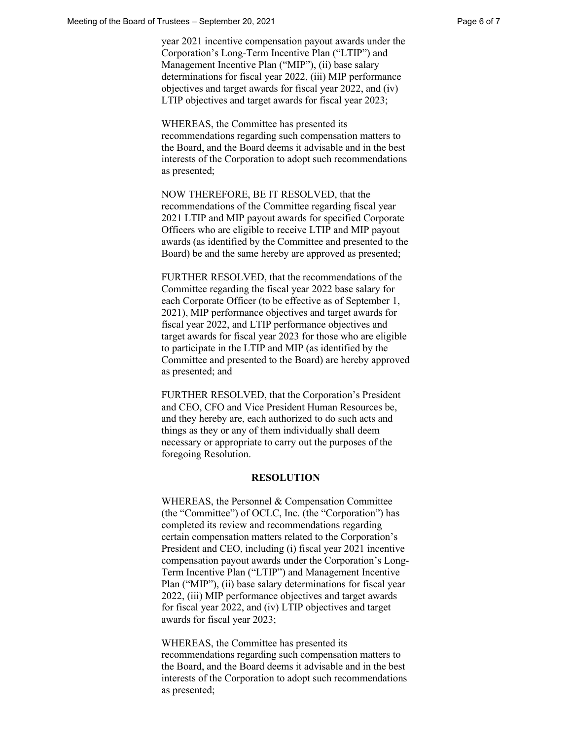year 2021 incentive compensation payout awards under the Corporation's Long-Term Incentive Plan ("LTIP") and Management Incentive Plan ("MIP"), (ii) base salary determinations for fiscal year 2022, (iii) MIP performance objectives and target awards for fiscal year 2022, and (iv) LTIP objectives and target awards for fiscal year 2023;

WHEREAS, the Committee has presented its recommendations regarding such compensation matters to the Board, and the Board deems it advisable and in the best interests of the Corporation to adopt such recommendations as presented;

NOW THEREFORE, BE IT RESOLVED, that the recommendations of the Committee regarding fiscal year 2021 LTIP and MIP payout awards for specified Corporate Officers who are eligible to receive LTIP and MIP payout awards (as identified by the Committee and presented to the Board) be and the same hereby are approved as presented;

FURTHER RESOLVED, that the recommendations of the Committee regarding the fiscal year 2022 base salary for each Corporate Officer (to be effective as of September 1, 2021), MIP performance objectives and target awards for fiscal year 2022, and LTIP performance objectives and target awards for fiscal year 2023 for those who are eligible to participate in the LTIP and MIP (as identified by the Committee and presented to the Board) are hereby approved as presented; and

FURTHER RESOLVED, that the Corporation's President and CEO, CFO and Vice President Human Resources be, and they hereby are, each authorized to do such acts and things as they or any of them individually shall deem necessary or appropriate to carry out the purposes of the foregoing Resolution.

**RESOLUTION**

WHEREAS, the Personnel & Compensation Committee (the "Committee") of OCLC, Inc. (the "Corporation") has completed its review and recommendations regarding certain compensation matters related to the Corporation's President and CEO, including (i) fiscal year 2021 incentive compensation payout awards under the Corporation's Long-Term Incentive Plan ("LTIP") and Management Incentive Plan ("MIP"), (ii) base salary determinations for fiscal year 2022, (iii) MIP performance objectives and target awards for fiscal year 2022, and (iv) LTIP objectives and target awards for fiscal year 2023;

WHEREAS, the Committee has presented its recommendations regarding such compensation matters to the Board, and the Board deems it advisable and in the best interests of the Corporation to adopt such recommendations as presented;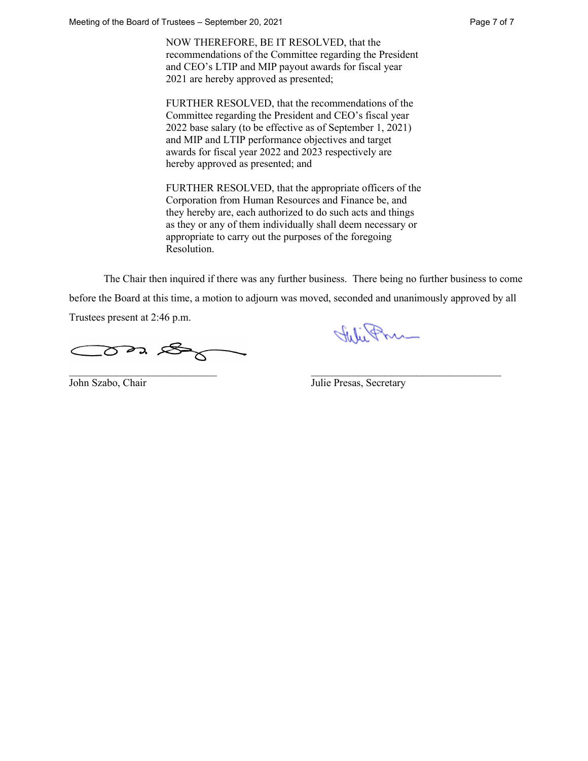NOW THEREFORE, BE IT RESOLVED, that the recommendations of the Committee regarding the President and CEO's LTIP and MIP payout awards for fiscal year 2021 are hereby approved as presented;

FURTHER RESOLVED, that the recommendations of the Committee regarding the President and CEO's fiscal year 2022 base salary (to be effective as of September 1, 2021) and MIP and LTIP performance objectives and target awards for fiscal year 2022 and 2023 respectively are hereby approved as presented; and

FURTHER RESOLVED, that the appropriate officers of the Corporation from Human Resources and Finance be, and they hereby are, each authorized to do such acts and things as they or any of them individually shall deem necessary or appropriate to carry out the purposes of the foregoing Resolution.

The Chair then inquired if there was any further business. There being no further business to come before the Board at this time, a motion to adjourn was moved, seconded and unanimously approved by all Trustees present at 2:46 p.m.

\_\_\_\_\_\_\_\_\_\_\_\_\_\_\_\_\_\_\_\_\_\_\_\_\_\_\_\_
John Szabo, Chair

\_\_\_\_\_\_\_\_\_\_\_\_\_\_\_\_\_\_\_\_\_\_\_\_\_\_\_\_
Julie Presas, Secretary